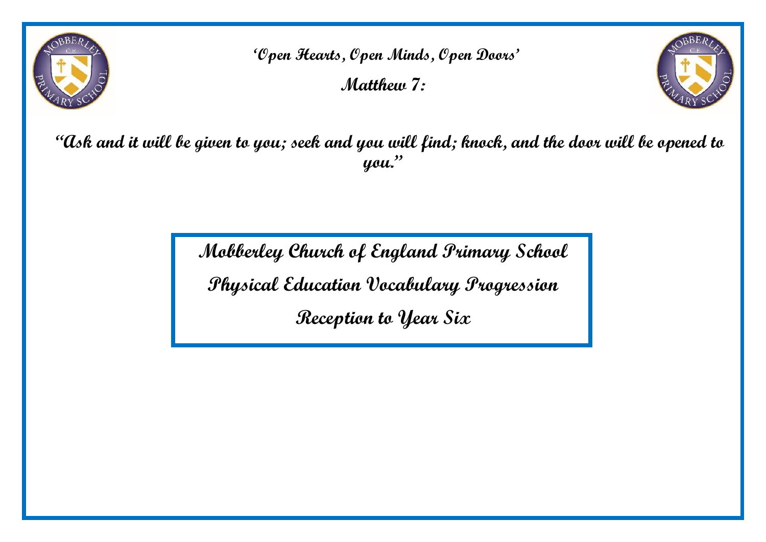**'Open Hearts, Open Minds, Open Doors'**

**Matthew 7:**

**"Ask and it will be given to you; seek and you will find; knock, and the door will be opened to you."**

# Mobberley Church of England Primary School

# Physical Education Vocabulary Progression

# Reception to Year Six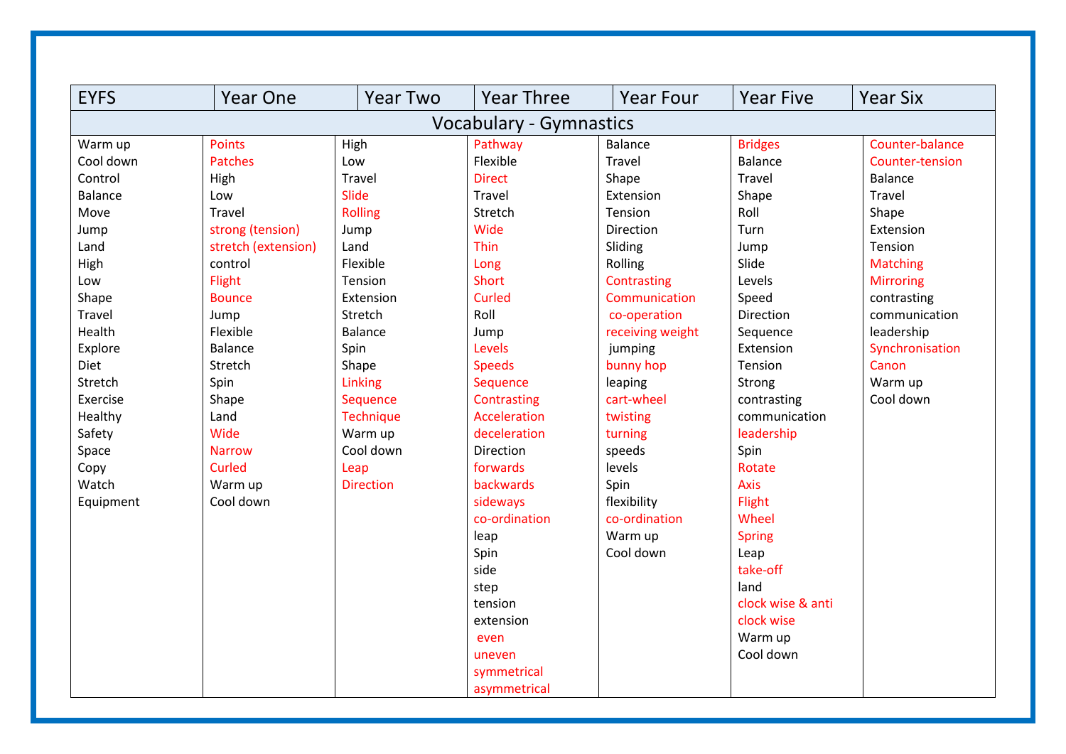| EYFS | Year One | Year Two | Year Three | Year Four | Year Five | Year Six |
|---|---|---|---|---|---|---|
| Vocabulary - Gymnastics | | | | | | |
| Warm up<br>Cool down<br>Control<br>Balance<br>Move<br>Jump<br>Land<br>High<br>Low<br>Shape<br>Travel<br>Health<br>Explore<br>Diet<br>Stretch<br>Exercise<br>Healthy<br>Safety<br>Space<br>Copy<br>Watch<br>Equipment | Points<br>Patches<br>High<br>Low<br>Travel<br>strong (tension)<br>stretch (extension)<br>control<br>Flight<br>Bounce<br>Jump<br>Flexible<br>Balance<br>Stretch<br>Spin<br>Shape<br>Land<br>Wide<br>Narrow<br>Curled<br>Warm up<br>Cool down | High<br>Low<br>Travel<br>Slide<br>Rolling<br>Jump<br>Land<br>Flexible<br>Tension<br>Extension<br>Stretch<br>Balance<br>Spin<br>Shape<br>Linking<br>Sequence<br>Technique<br>Warm up<br>Cool down<br>Leap<br>Direction | Pathway<br>Flexible<br>Direct<br>Travel<br>Stretch<br>Wide<br>Thin<br>Long<br>Short<br>Curled<br>Roll<br>Jump<br>Levels<br>Speeds<br>Sequence<br>Contrasting<br>Acceleration<br>deceleration<br>Direction<br>forwards<br>backwards<br>sideways<br>co-ordination<br>leap<br>Spin<br>side<br>step<br>tension<br>extension<br>even<br>uneven<br>symmetrical<br>asymmetrical | Balance<br>Travel<br>Shape<br>Extension<br>Tension<br>Direction<br>Sliding<br>Rolling<br>Contrasting<br>Communication<br>co-operation<br>receiving weight<br>jumping<br>bunny hop<br>leaping<br>cart-wheel<br>twisting<br>turning<br>speeds<br>levels<br>Spin<br>flexibility<br>co-ordination<br>Warm up<br>Cool down | Bridges<br>Balance<br>Travel<br>Shape<br>Roll<br>Turn<br>Jump<br>Slide<br>Levels<br>Speed<br>Direction<br>Sequence<br>Extension<br>Tension<br>Strong<br>contrasting<br>communication<br>leadership<br>Spin<br>Rotate<br>Axis<br>Flight<br>Wheel<br>Spring<br>Leap<br>take-off<br>land<br>clock wise & anti clock wise<br>Warm up<br>Cool down | Counter-balance<br>Counter-tension<br>Balance<br>Travel<br>Shape<br>Extension<br>Tension<br>Matching<br>Mirroring<br>contrasting<br>communication<br>leadership<br>Synchronisation<br>Canon<br>Warm up<br>Cool down |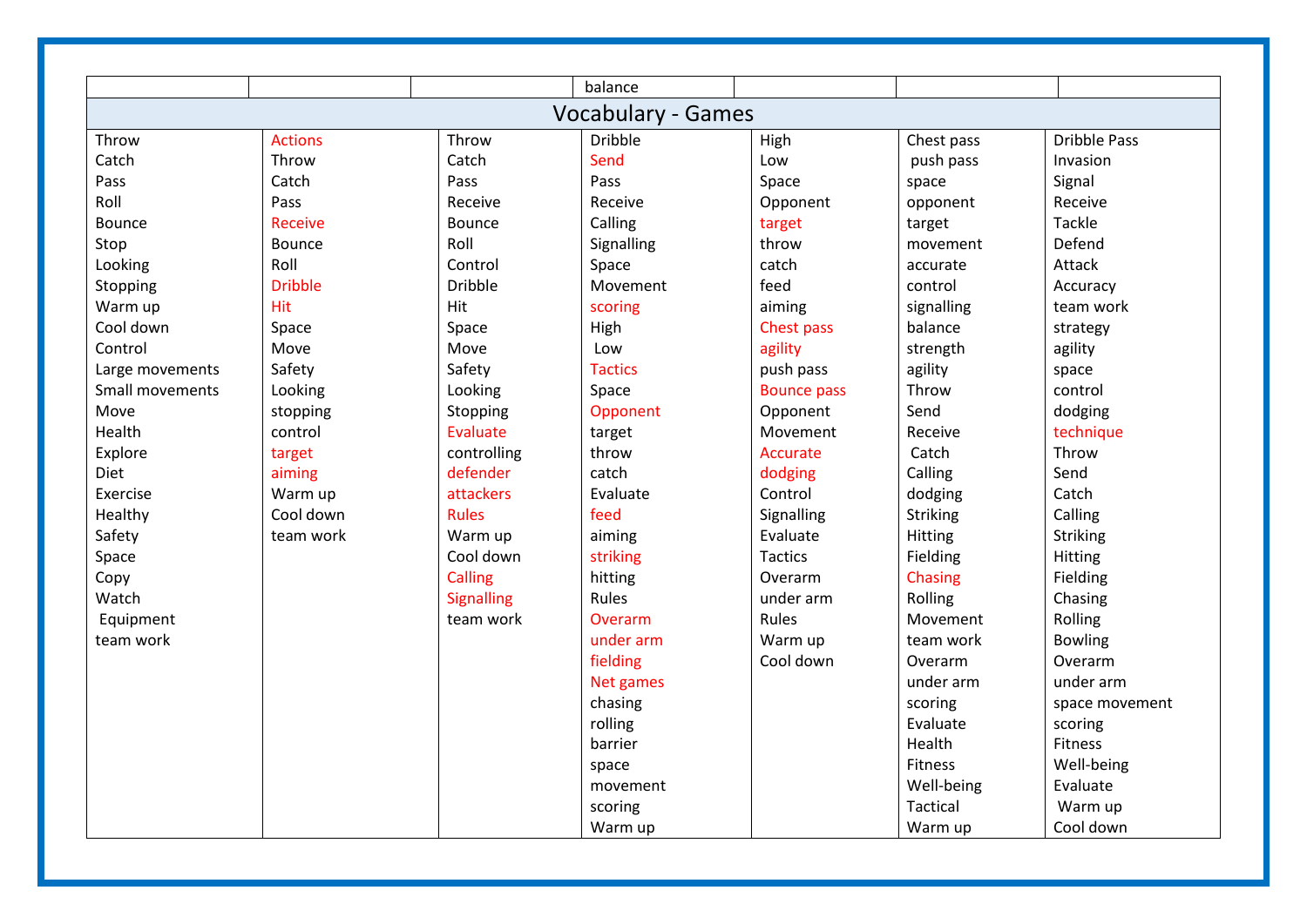| | | | balance | | | |
|---|---|---|---|---|---|---|
| **Vocabulary - Games** | | | | | | |
| Throw<br>Catch<br>Pass<br>Roll<br>Bounce<br>Stop<br>Looking<br>Stopping<br>Warm up<br>Cool down<br>Control<br>Large movements<br>Small movements<br>Move<br>Health<br>Explore<br>Diet<br>Exercise<br>Healthy<br>Safety<br>Space<br>Copy<br>Watch<br>Equipment<br>team work | Actions<br>Throw<br>Catch<br>Pass<br>Receive<br>Bounce<br>Roll<br>Dribble<br>Hit<br>Space<br>Move<br>Safety<br>Looking<br>stopping<br>control<br>target<br>aiming<br>Warm up<br>Cool down<br>team work | Throw<br>Catch<br>Pass<br>Receive<br>Bounce<br>Roll<br>Control<br>Dribble<br>Hit<br>Space<br>Move<br>Safety<br>Looking<br>Stopping<br>Evaluate<br>controlling<br>defender<br>attackers<br>Rules<br>Warm up<br>Cool down<br>Calling<br>Signalling<br>team work | Dribble<br>Send<br>Pass<br>Receive<br>Calling<br>Signalling<br>Space<br>Movement<br>scoring<br>High<br>Low<br>Tactics<br>Space<br>Opponent<br>target<br>throw<br>catch<br>Evaluate<br>feed<br>aiming<br>striking<br>hitting<br>Rules<br>Overarm<br>under arm<br>fielding<br>Net games<br>chasing<br>rolling<br>barrier<br>space<br>movement<br>scoring<br>Warm up | High<br>Low<br>Space<br>Opponent<br>target<br>throw<br>catch<br>feed<br>aiming<br>Chest pass<br>agility<br>push pass<br>Bounce pass<br>Opponent<br>Movement<br>Accurate<br>dodging<br>Control<br>Signalling<br>Evaluate<br>Tactics<br>Overarm<br>under arm<br>Rules<br>Warm up<br>Cool down | Chest pass<br>push pass<br>space<br>opponent<br>target<br>movement<br>accurate<br>control<br>signalling<br>balance<br>strength<br>agility<br>Throw<br>Send<br>Receive<br>Catch<br>Calling<br>dodging<br>Striking<br>Hitting<br>Fielding<br>Chasing<br>Rolling<br>Movement<br>team work<br>Overarm<br>under arm<br>scoring<br>Evaluate<br>Health<br>Fitness<br>Well-being<br>Tactical<br>Warm up | Dribble Pass<br>Invasion<br>Signal<br>Receive<br>Tackle<br>Defend<br>Attack<br>Accuracy<br>team work<br>strategy<br>agility<br>space<br>control<br>dodging<br>technique<br>Throw<br>Send<br>Catch<br>Calling<br>Striking<br>Hitting<br>Fielding<br>Chasing<br>Rolling<br>Bowling<br>Overarm<br>under arm<br>space movement<br>scoring<br>Fitness<br>Well-being<br>Evaluate<br>Warm up<br>Cool down |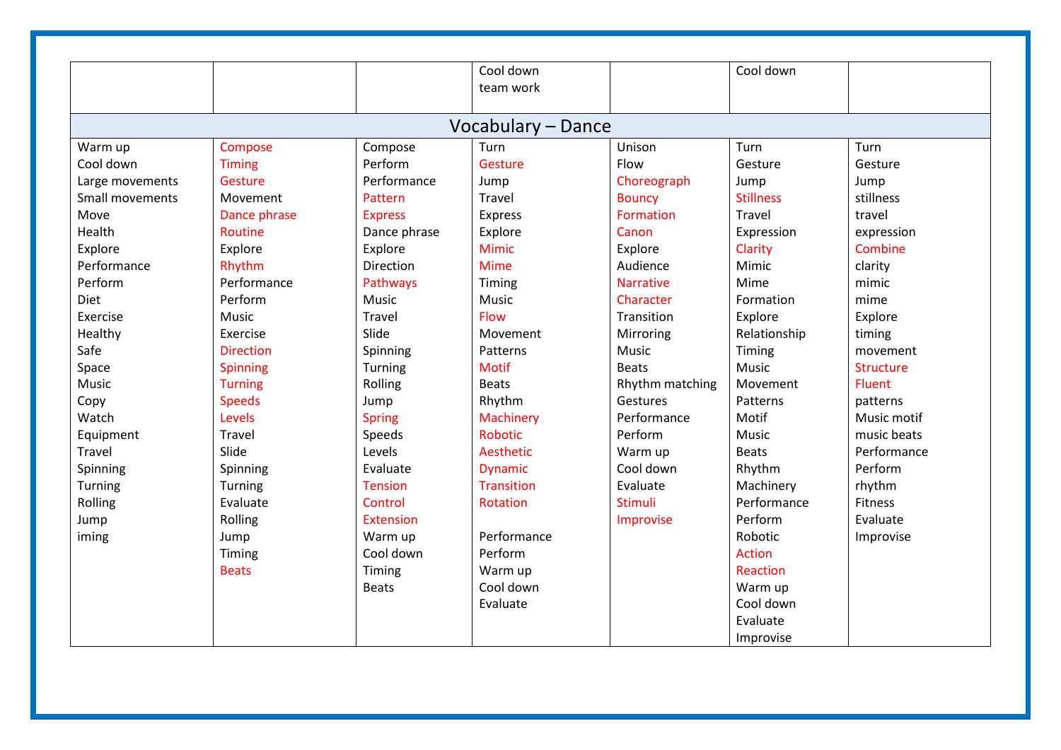| | | | | | | |
|---|---|---|---|---|---|---|
| | | | Cool down<br>team work | | Cool down | |
| Vocabulary – Dance | | | | | | |
| Warm up<br>Cool down<br>Large movements<br>Small movements<br>Move<br>Health<br>Explore<br>Performance<br>Perform<br>Diet<br>Exercise<br>Healthy<br>Safe<br>Space<br>Music<br>Copy<br>Watch<br>Equipment<br>Travel<br>Spinning<br>Turning<br>Rolling<br>Jump<br>iming | Compose<br>Timing<br>Gesture<br>Movement<br>Dance phrase<br>Routine<br>Explore<br>Rhythm<br>Performance<br>Perform<br>Music<br>Exercise<br>Direction<br>Spinning<br>Turning<br>Speeds<br>Levels<br>Travel<br>Slide<br>Spinning<br>Turning<br>Evaluate<br>Rolling<br>Jump<br>Timing<br>Beats | Compose<br>Perform<br>Performance<br>Pattern<br>Express<br>Dance phrase<br>Explore<br>Direction<br>Pathways<br>Music<br>Travel<br>Slide<br>Spinning<br>Turning<br>Rolling<br>Jump<br>Spring<br>Speeds<br>Levels<br>Evaluate<br>Tension<br>Control<br>Extension<br>Warm up<br>Cool down<br>Timing<br>Beats | Turn<br>Gesture<br>Jump<br>Travel<br>Express<br>Explore<br>Mimic<br>Mime<br>Timing<br>Music<br>Flow<br>Movement<br>Patterns<br>Motif<br>Beats<br>Rhythm<br>Machinery<br>Robotic<br>Aesthetic<br>Dynamic<br>Transition<br>Rotation<br><br>Performance<br>Perform<br>Warm up<br>Cool down<br>Evaluate | Unison<br>Flow<br>Choreograph<br>Bouncy<br>Formation<br>Canon<br>Explore<br>Audience<br>Narrative<br>Character<br>Transition<br>Mirroring<br>Music<br>Beats<br>Rhythm matching<br>Gestures<br>Performance<br>Perform<br>Warm up<br>Cool down<br>Evaluate<br>Stimuli<br>Improvise | Turn<br>Gesture<br>Jump<br>Stillness<br>Travel<br>Expression<br>Clarity<br>Mimic<br>Mime<br>Formation<br>Explore<br>Relationship<br>Timing<br>Music<br>Movement<br>Patterns<br>Motif<br>Music<br>Beats<br>Rhythm<br>Machinery<br>Performance<br>Perform<br>Robotic<br>Action<br>Reaction<br>Warm up<br>Cool down<br>Evaluate<br>Improvise | Turn<br>Gesture<br>Jump<br>stillness<br>travel<br>expression<br>Combine<br>clarity<br>mimic<br>mime<br>Explore<br>timing<br>movement<br>Structure<br>Fluent<br>patterns<br>Music motif<br>music beats<br>Performance<br>Perform<br>rhythm<br>Fitness<br>Evaluate<br>Improvise |